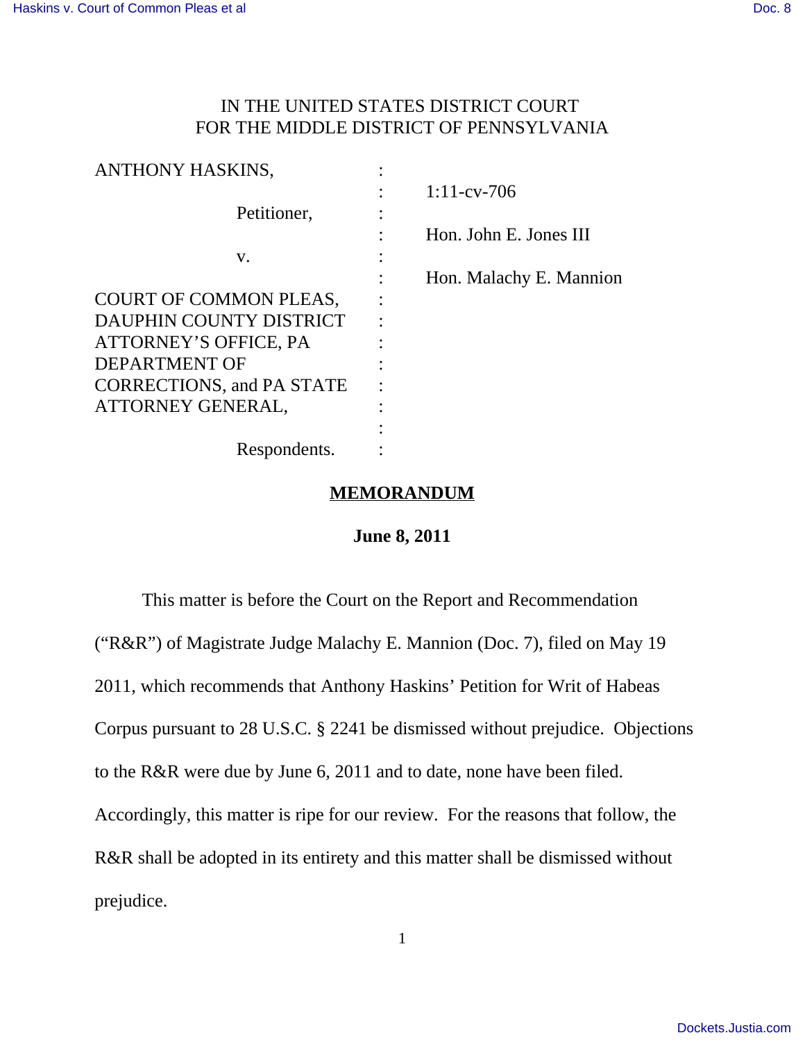IN THE UNITED STATES DISTRICT COURT
FOR THE MIDDLE DISTRICT OF PENNSYLVANIA

| | | |
|---|---|---|
| ANTHONY HASKINS, | : | |
| | : | 1:11-cv-706 |
| Petitioner, | : | |
| | : | Hon. John E. Jones III |
| v. | : | |
| | : | Hon. Malachy E. Mannion |
| COURT OF COMMON PLEAS, DAUPHIN COUNTY DISTRICT ATTORNEY'S OFFICE, PA DEPARTMENT OF CORRECTIONS, and PA STATE ATTORNEY GENERAL, | : | |
| | : | |
| Respondents. | : | |

**MEMORANDUM**

**June 8, 2011**

This matter is before the Court on the Report and Recommendation ("R&R") of Magistrate Judge Malachy E. Mannion (Doc. 7), filed on May 19 2011, which recommends that Anthony Haskins' Petition for Writ of Habeas Corpus pursuant to 28 U.S.C. § 2241 be dismissed without prejudice. Objections to the R&R were due by June 6, 2011 and to date, none have been filed. Accordingly, this matter is ripe for our review. For the reasons that follow, the R&R shall be adopted in its entirety and this matter shall be dismissed without prejudice.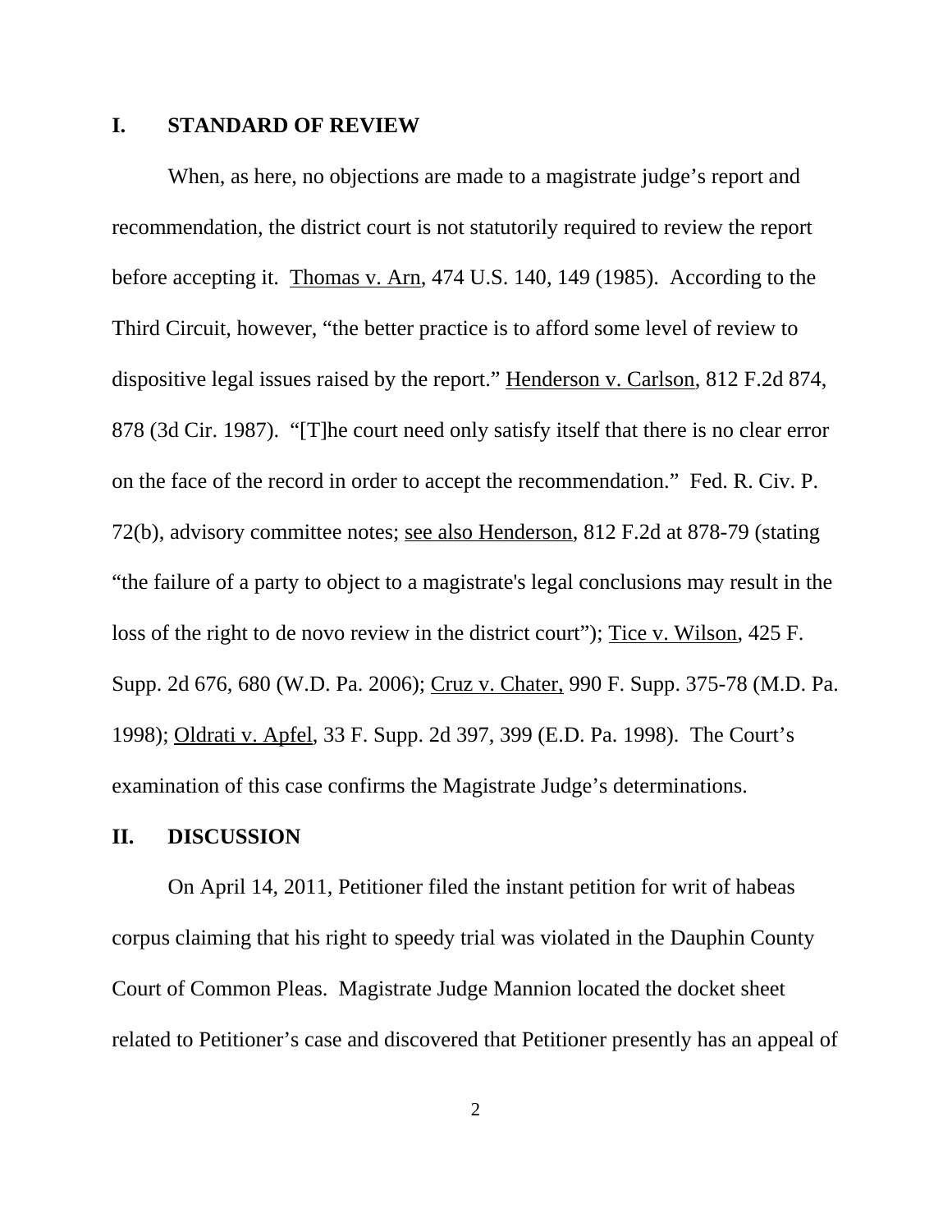## I. STANDARD OF REVIEW

When, as here, no objections are made to a magistrate judge's report and recommendation, the district court is not statutorily required to review the report before accepting it. Thomas v. Arn, 474 U.S. 140, 149 (1985). According to the Third Circuit, however, "the better practice is to afford some level of review to dispositive legal issues raised by the report." Henderson v. Carlson, 812 F.2d 874, 878 (3d Cir. 1987). "[T]he court need only satisfy itself that there is no clear error on the face of the record in order to accept the recommendation." Fed. R. Civ. P. 72(b), advisory committee notes; see also Henderson, 812 F.2d at 878-79 (stating "the failure of a party to object to a magistrate's legal conclusions may result in the loss of the right to de novo review in the district court"); Tice v. Wilson, 425 F. Supp. 2d 676, 680 (W.D. Pa. 2006); Cruz v. Chater, 990 F. Supp. 375-78 (M.D. Pa. 1998); Oldrati v. Apfel, 33 F. Supp. 2d 397, 399 (E.D. Pa. 1998). The Court's examination of this case confirms the Magistrate Judge's determinations.

## II. DISCUSSION

On April 14, 2011, Petitioner filed the instant petition for writ of habeas corpus claiming that his right to speedy trial was violated in the Dauphin County Court of Common Pleas. Magistrate Judge Mannion located the docket sheet related to Petitioner's case and discovered that Petitioner presently has an appeal of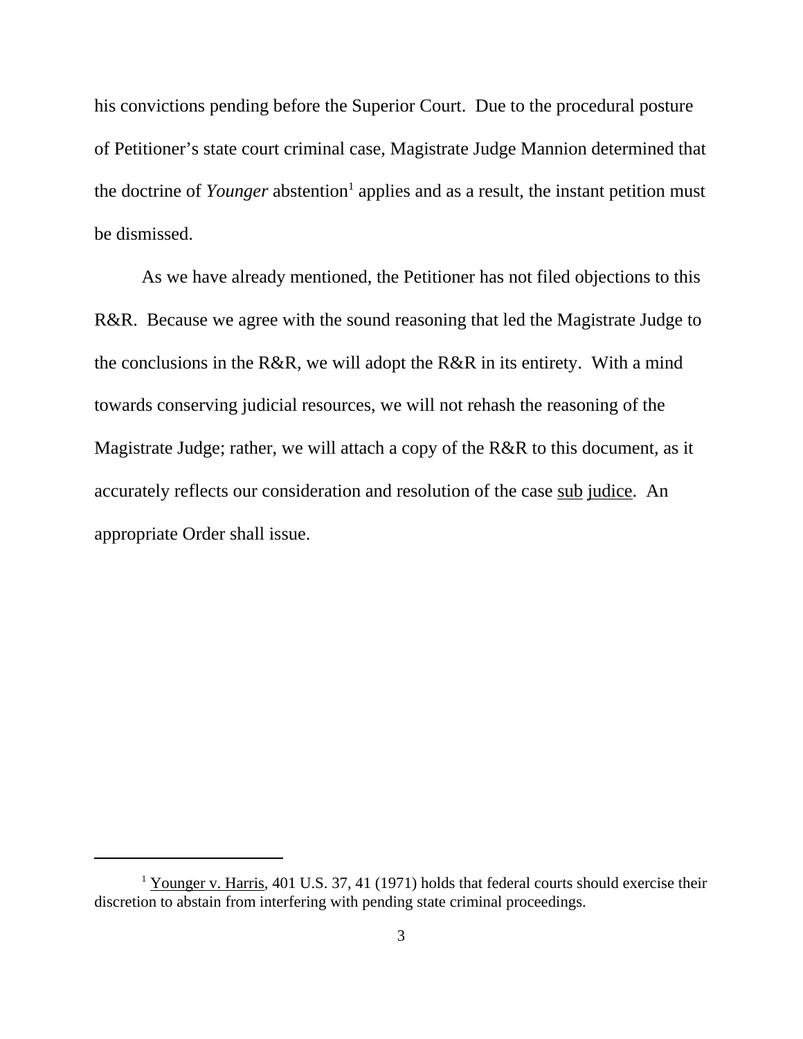his convictions pending before the Superior Court. Due to the procedural posture of Petitioner's state court criminal case, Magistrate Judge Mannion determined that the doctrine of *Younger* abstention[1] applies and as a result, the instant petition must be dismissed.

As we have already mentioned, the Petitioner has not filed objections to this R&R. Because we agree with the sound reasoning that led the Magistrate Judge to the conclusions in the R&R, we will adopt the R&R in its entirety. With a mind towards conserving judicial resources, we will not rehash the reasoning of the Magistrate Judge; rather, we will attach a copy of the R&R to this document, as it accurately reflects our consideration and resolution of the case sub judice. An appropriate Order shall issue.

---

[1] Younger v. Harris, 401 U.S. 37, 41 (1971) holds that federal courts should exercise their discretion to abstain from interfering with pending state criminal proceedings.